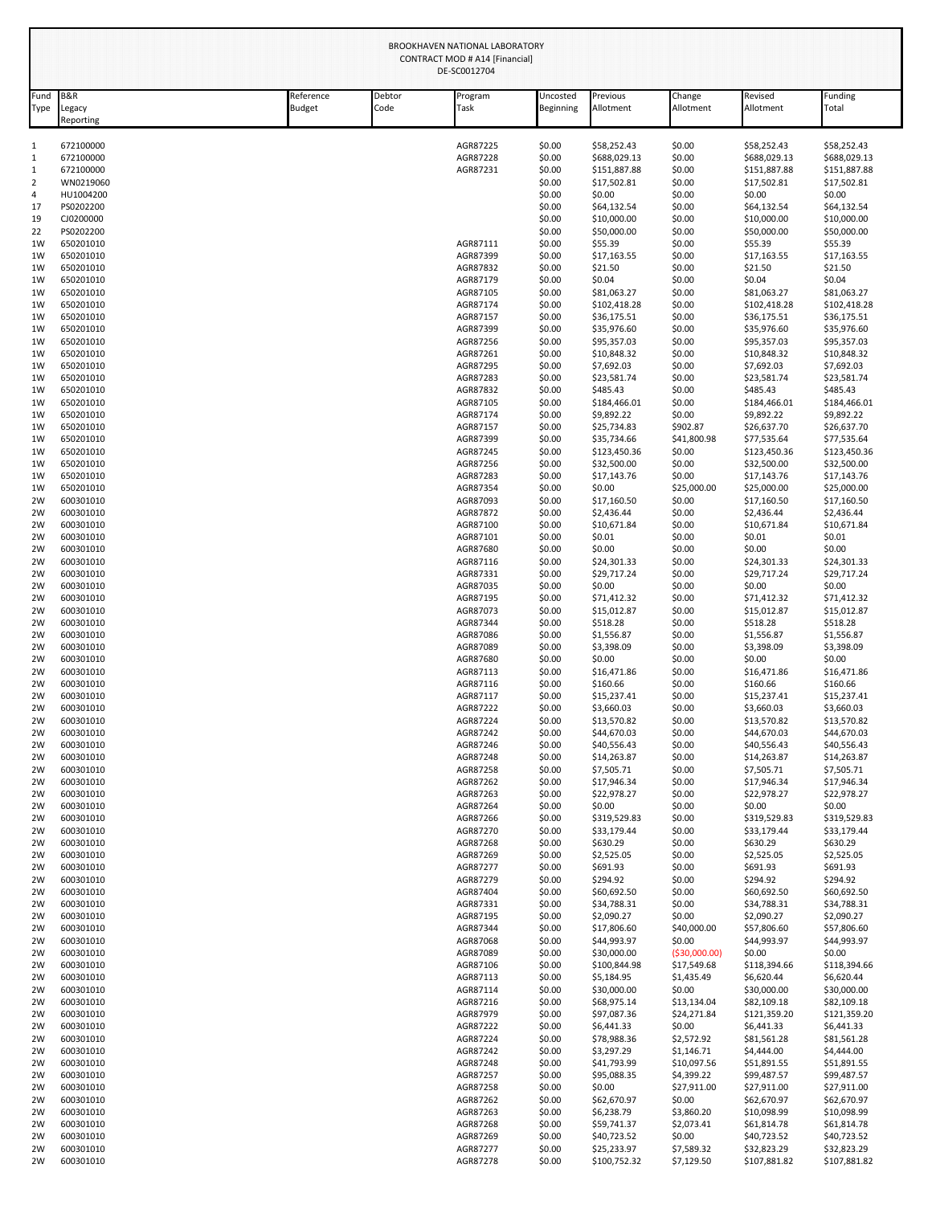BROOKHAVEN NATIONAL LABORATORY
CONTRACT MOD # A14 [Financial]
DE-SC0012704

| Fund Type | B&R Legacy Reporting | Reference Budget | Debtor Code | Program Task | Uncosted Beginning | Previous Allotment | Change Allotment | Revised Allotment | Funding Total |
|---|---|---|---|---|---|---|---|---|---|
| 1 | 672100000 | | | AGR87225 | $0.00 | $58,252.43 | $0.00 | $58,252.43 | $58,252.43 |
| 1 | 672100000 | | | AGR87228 | $0.00 | $688,029.13 | $0.00 | $688,029.13 | $688,029.13 |
| 1 | 672100000 | | | AGR87231 | $0.00 | $151,887.88 | $0.00 | $151,887.88 | $151,887.88 |
| 2 | WN0219060 | | | | $0.00 | $17,502.81 | $0.00 | $17,502.81 | $17,502.81 |
| 4 | HU1004200 | | | | $0.00 | $0.00 | $0.00 | $0.00 | $0.00 |
| 17 | PS0202200 | | | | $0.00 | $64,132.54 | $0.00 | $64,132.54 | $64,132.54 |
| 19 | CJ0200000 | | | | $0.00 | $10,000.00 | $0.00 | $10,000.00 | $10,000.00 |
| 22 | PS0202200 | | | | $0.00 | $50,000.00 | $0.00 | $50,000.00 | $50,000.00 |
| 1W | 650201010 | | | AGR87111 | $0.00 | $55.39 | $0.00 | $55.39 | $55.39 |
| 1W | 650201010 | | | AGR87399 | $0.00 | $17,163.55 | $0.00 | $17,163.55 | $17,163.55 |
| 1W | 650201010 | | | AGR87832 | $0.00 | $21.50 | $0.00 | $21.50 | $21.50 |
| 1W | 650201010 | | | AGR87179 | $0.00 | $0.04 | $0.00 | $0.04 | $0.04 |
| 1W | 650201010 | | | AGR87105 | $0.00 | $81,063.27 | $0.00 | $81,063.27 | $81,063.27 |
| 1W | 650201010 | | | AGR87174 | $0.00 | $102,418.28 | $0.00 | $102,418.28 | $102,418.28 |
| 1W | 650201010 | | | AGR87157 | $0.00 | $36,175.51 | $0.00 | $36,175.51 | $36,175.51 |
| 1W | 650201010 | | | AGR87399 | $0.00 | $35,976.60 | $0.00 | $35,976.60 | $35,976.60 |
| 1W | 650201010 | | | AGR87256 | $0.00 | $95,357.03 | $0.00 | $95,357.03 | $95,357.03 |
| 1W | 650201010 | | | AGR87261 | $0.00 | $10,848.32 | $0.00 | $10,848.32 | $10,848.32 |
| 1W | 650201010 | | | AGR87295 | $0.00 | $7,692.03 | $0.00 | $7,692.03 | $7,692.03 |
| 1W | 650201010 | | | AGR87283 | $0.00 | $23,581.74 | $0.00 | $23,581.74 | $23,581.74 |
| 1W | 650201010 | | | AGR87832 | $0.00 | $485.43 | $0.00 | $485.43 | $485.43 |
| 1W | 650201010 | | | AGR87105 | $0.00 | $184,466.01 | $0.00 | $184,466.01 | $184,466.01 |
| 1W | 650201010 | | | AGR87174 | $0.00 | $9,892.22 | $0.00 | $9,892.22 | $9,892.22 |
| 1W | 650201010 | | | AGR87157 | $0.00 | $25,734.83 | $902.87 | $26,637.70 | $26,637.70 |
| 1W | 650201010 | | | AGR87399 | $0.00 | $35,734.66 | $41,800.98 | $77,535.64 | $77,535.64 |
| 1W | 650201010 | | | AGR87245 | $0.00 | $123,450.36 | $0.00 | $123,450.36 | $123,450.36 |
| 1W | 650201010 | | | AGR87256 | $0.00 | $32,500.00 | $0.00 | $32,500.00 | $32,500.00 |
| 1W | 650201010 | | | AGR87283 | $0.00 | $17,143.76 | $0.00 | $17,143.76 | $17,143.76 |
| 1W | 650201010 | | | AGR87354 | $0.00 | $0.00 | $25,000.00 | $25,000.00 | $25,000.00 |
| 2W | 600301010 | | | AGR87093 | $0.00 | $17,160.50 | $0.00 | $17,160.50 | $17,160.50 |
| 2W | 600301010 | | | AGR87872 | $0.00 | $2,436.44 | $0.00 | $2,436.44 | $2,436.44 |
| 2W | 600301010 | | | AGR87100 | $0.00 | $10,671.84 | $0.00 | $10,671.84 | $10,671.84 |
| 2W | 600301010 | | | AGR87101 | $0.00 | $0.01 | $0.00 | $0.01 | $0.01 |
| 2W | 600301010 | | | AGR87680 | $0.00 | $0.00 | $0.00 | $0.00 | $0.00 |
| 2W | 600301010 | | | AGR87116 | $0.00 | $24,301.33 | $0.00 | $24,301.33 | $24,301.33 |
| 2W | 600301010 | | | AGR87331 | $0.00 | $29,717.24 | $0.00 | $29,717.24 | $29,717.24 |
| 2W | 600301010 | | | AGR87035 | $0.00 | $0.00 | $0.00 | $0.00 | $0.00 |
| 2W | 600301010 | | | AGR87195 | $0.00 | $71,412.32 | $0.00 | $71,412.32 | $71,412.32 |
| 2W | 600301010 | | | AGR87073 | $0.00 | $15,012.87 | $0.00 | $15,012.87 | $15,012.87 |
| 2W | 600301010 | | | AGR87344 | $0.00 | $518.28 | $0.00 | $518.28 | $518.28 |
| 2W | 600301010 | | | AGR87086 | $0.00 | $1,556.87 | $0.00 | $1,556.87 | $1,556.87 |
| 2W | 600301010 | | | AGR87089 | $0.00 | $3,398.09 | $0.00 | $3,398.09 | $3,398.09 |
| 2W | 600301010 | | | AGR87680 | $0.00 | $0.00 | $0.00 | $0.00 | $0.00 |
| 2W | 600301010 | | | AGR87113 | $0.00 | $16,471.86 | $0.00 | $16,471.86 | $16,471.86 |
| 2W | 600301010 | | | AGR87116 | $0.00 | $160.66 | $0.00 | $160.66 | $160.66 |
| 2W | 600301010 | | | AGR87117 | $0.00 | $15,237.41 | $0.00 | $15,237.41 | $15,237.41 |
| 2W | 600301010 | | | AGR87222 | $0.00 | $3,660.03 | $0.00 | $3,660.03 | $3,660.03 |
| 2W | 600301010 | | | AGR87224 | $0.00 | $13,570.82 | $0.00 | $13,570.82 | $13,570.82 |
| 2W | 600301010 | | | AGR87242 | $0.00 | $44,670.03 | $0.00 | $44,670.03 | $44,670.03 |
| 2W | 600301010 | | | AGR87246 | $0.00 | $40,556.43 | $0.00 | $40,556.43 | $40,556.43 |
| 2W | 600301010 | | | AGR87248 | $0.00 | $14,263.87 | $0.00 | $14,263.87 | $14,263.87 |
| 2W | 600301010 | | | AGR87258 | $0.00 | $7,505.71 | $0.00 | $7,505.71 | $7,505.71 |
| 2W | 600301010 | | | AGR87262 | $0.00 | $17,946.34 | $0.00 | $17,946.34 | $17,946.34 |
| 2W | 600301010 | | | AGR87263 | $0.00 | $22,978.27 | $0.00 | $22,978.27 | $22,978.27 |
| 2W | 600301010 | | | AGR87264 | $0.00 | $0.00 | $0.00 | $0.00 | $0.00 |
| 2W | 600301010 | | | AGR87266 | $0.00 | $319,529.83 | $0.00 | $319,529.83 | $319,529.83 |
| 2W | 600301010 | | | AGR87270 | $0.00 | $33,179.44 | $0.00 | $33,179.44 | $33,179.44 |
| 2W | 600301010 | | | AGR87268 | $0.00 | $630.29 | $0.00 | $630.29 | $630.29 |
| 2W | 600301010 | | | AGR87269 | $0.00 | $2,525.05 | $0.00 | $2,525.05 | $2,525.05 |
| 2W | 600301010 | | | AGR87277 | $0.00 | $691.93 | $0.00 | $691.93 | $691.93 |
| 2W | 600301010 | | | AGR87279 | $0.00 | $294.92 | $0.00 | $294.92 | $294.92 |
| 2W | 600301010 | | | AGR87404 | $0.00 | $60,692.50 | $0.00 | $60,692.50 | $60,692.50 |
| 2W | 600301010 | | | AGR87331 | $0.00 | $34,788.31 | $0.00 | $34,788.31 | $34,788.31 |
| 2W | 600301010 | | | AGR87195 | $0.00 | $2,090.27 | $0.00 | $2,090.27 | $2,090.27 |
| 2W | 600301010 | | | AGR87344 | $0.00 | $17,806.60 | $40,000.00 | $57,806.60 | $57,806.60 |
| 2W | 600301010 | | | AGR87068 | $0.00 | $44,993.97 | $0.00 | $44,993.97 | $44,993.97 |
| 2W | 600301010 | | | AGR87089 | $0.00 | $30,000.00 | ($30,000.00) | $0.00 | $0.00 |
| 2W | 600301010 | | | AGR87106 | $0.00 | $100,844.98 | $17,549.68 | $118,394.66 | $118,394.66 |
| 2W | 600301010 | | | AGR87113 | $0.00 | $5,184.95 | $1,435.49 | $6,620.44 | $6,620.44 |
| 2W | 600301010 | | | AGR87114 | $0.00 | $30,000.00 | $0.00 | $30,000.00 | $30,000.00 |
| 2W | 600301010 | | | AGR87216 | $0.00 | $68,975.14 | $13,134.04 | $82,109.18 | $82,109.18 |
| 2W | 600301010 | | | AGR87979 | $0.00 | $97,087.36 | $24,271.84 | $121,359.20 | $121,359.20 |
| 2W | 600301010 | | | AGR87222 | $0.00 | $6,441.33 | $0.00 | $6,441.33 | $6,441.33 |
| 2W | 600301010 | | | AGR87224 | $0.00 | $78,988.36 | $2,572.92 | $81,561.28 | $81,561.28 |
| 2W | 600301010 | | | AGR87242 | $0.00 | $3,297.29 | $1,146.71 | $4,444.00 | $4,444.00 |
| 2W | 600301010 | | | AGR87248 | $0.00 | $41,793.99 | $10,097.56 | $51,891.55 | $51,891.55 |
| 2W | 600301010 | | | AGR87257 | $0.00 | $95,088.35 | $4,399.22 | $99,487.57 | $99,487.57 |
| 2W | 600301010 | | | AGR87258 | $0.00 | $0.00 | $27,911.00 | $27,911.00 | $27,911.00 |
| 2W | 600301010 | | | AGR87262 | $0.00 | $62,670.97 | $0.00 | $62,670.97 | $62,670.97 |
| 2W | 600301010 | | | AGR87263 | $0.00 | $6,238.79 | $3,860.20 | $10,098.99 | $10,098.99 |
| 2W | 600301010 | | | AGR87268 | $0.00 | $59,741.37 | $2,073.41 | $61,814.78 | $61,814.78 |
| 2W | 600301010 | | | AGR87269 | $0.00 | $40,723.52 | $0.00 | $40,723.52 | $40,723.52 |
| 2W | 600301010 | | | AGR87277 | $0.00 | $25,233.97 | $7,589.32 | $32,823.29 | $32,823.29 |
| 2W | 600301010 | | | AGR87278 | $0.00 | $100,752.32 | $7,129.50 | $107,881.82 | $107,881.82 |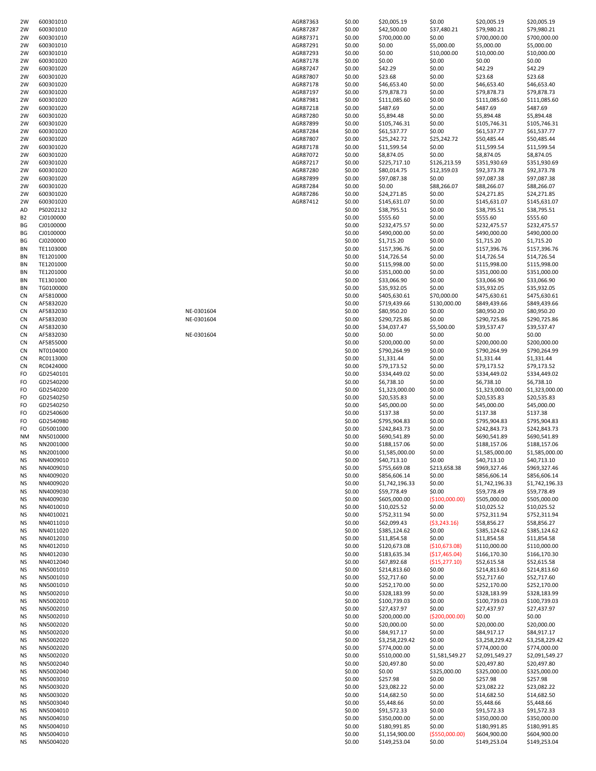| | | | | | | | | |
|---|---|---|---|---|---|---|---|---|
| 2W | 600301010 | | AGR87363 | $0.00 | $20,005.19 | $0.00 | $20,005.19 | $20,005.19 |
| 2W | 600301010 | | AGR87287 | $0.00 | $42,500.00 | $37,480.21 | $79,980.21 | $79,980.21 |
| 2W | 600301010 | | AGR87371 | $0.00 | $700,000.00 | $0.00 | $700,000.00 | $700,000.00 |
| 2W | 600301010 | | AGR87291 | $0.00 | $0.00 | $5,000.00 | $5,000.00 | $5,000.00 |
| 2W | 600301010 | | AGR87293 | $0.00 | $0.00 | $10,000.00 | $10,000.00 | $10,000.00 |
| 2W | 600301020 | | AGR87178 | $0.00 | $0.00 | $0.00 | $0.00 | $0.00 |
| 2W | 600301020 | | AGR87247 | $0.00 | $42.29 | $0.00 | $42.29 | $42.29 |
| 2W | 600301020 | | AGR87807 | $0.00 | $23.68 | $0.00 | $23.68 | $23.68 |
| 2W | 600301020 | | AGR87178 | $0.00 | $46,653.40 | $0.00 | $46,653.40 | $46,653.40 |
| 2W | 600301020 | | AGR87197 | $0.00 | $79,878.73 | $0.00 | $79,878.73 | $79,878.73 |
| 2W | 600301020 | | AGR87981 | $0.00 | $111,085.60 | $0.00 | $111,085.60 | $111,085.60 |
| 2W | 600301020 | | AGR87218 | $0.00 | $487.69 | $0.00 | $487.69 | $487.69 |
| 2W | 600301020 | | AGR87280 | $0.00 | $5,894.48 | $0.00 | $5,894.48 | $5,894.48 |
| 2W | 600301020 | | AGR87899 | $0.00 | $105,746.31 | $0.00 | $105,746.31 | $105,746.31 |
| 2W | 600301020 | | AGR87284 | $0.00 | $61,537.77 | $0.00 | $61,537.77 | $61,537.77 |
| 2W | 600301020 | | AGR87807 | $0.00 | $25,242.72 | $25,242.72 | $50,485.44 | $50,485.44 |
| 2W | 600301020 | | AGR87178 | $0.00 | $11,599.54 | $0.00 | $11,599.54 | $11,599.54 |
| 2W | 600301020 | | AGR87072 | $0.00 | $8,874.05 | $0.00 | $8,874.05 | $8,874.05 |
| 2W | 600301020 | | AGR87217 | $0.00 | $225,717.10 | $126,213.59 | $351,930.69 | $351,930.69 |
| 2W | 600301020 | | AGR87280 | $0.00 | $80,014.75 | $12,359.03 | $92,373.78 | $92,373.78 |
| 2W | 600301020 | | AGR87899 | $0.00 | $97,087.38 | $0.00 | $97,087.38 | $97,087.38 |
| 2W | 600301020 | | AGR87284 | $0.00 | $0.00 | $88,266.07 | $88,266.07 | $88,266.07 |
| 2W | 600301020 | | AGR87286 | $0.00 | $24,271.85 | $0.00 | $24,271.85 | $24,271.85 |
| 2W | 600301020 | | AGR87412 | $0.00 | $145,631.07 | $0.00 | $145,631.07 | $145,631.07 |
| AD | PS0202132 | | | $0.00 | $38,795.51 | $0.00 | $38,795.51 | $38,795.51 |
| B2 | CJ0100000 | | | $0.00 | $555.60 | $0.00 | $555.60 | $555.60 |
| BG | CJ0100000 | | | $0.00 | $232,475.57 | $0.00 | $232,475.57 | $232,475.57 |
| BG | CJ0100000 | | | $0.00 | $490,000.00 | $0.00 | $490,000.00 | $490,000.00 |
| BG | CJ0200000 | | | $0.00 | $1,715.20 | $0.00 | $1,715.20 | $1,715.20 |
| BN | TE1103000 | | | $0.00 | $157,396.76 | $0.00 | $157,396.76 | $157,396.76 |
| BN | TE1201000 | | | $0.00 | $14,726.54 | $0.00 | $14,726.54 | $14,726.54 |
| BN | TE1201000 | | | $0.00 | $115,998.00 | $0.00 | $115,998.00 | $115,998.00 |
| BN | TE1201000 | | | $0.00 | $351,000.00 | $0.00 | $351,000.00 | $351,000.00 |
| BN | TE1301000 | | | $0.00 | $33,066.90 | $0.00 | $33,066.90 | $33,066.90 |
| BN | TG0100000 | | | $0.00 | $35,932.05 | $0.00 | $35,932.05 | $35,932.05 |
| CN | AF5810000 | | | $0.00 | $405,630.61 | $70,000.00 | $475,630.61 | $475,630.61 |
| CN | AF5832020 | | | $0.00 | $719,439.66 | $130,000.00 | $849,439.66 | $849,439.66 |
| CN | AF5832030 | NE-0301604 | | $0.00 | $80,950.20 | $0.00 | $80,950.20 | $80,950.20 |
| CN | AF5832030 | NE-0301604 | | $0.00 | $290,725.86 | $0.00 | $290,725.86 | $290,725.86 |
| CN | AF5832030 | | | $0.00 | $34,037.47 | $5,500.00 | $39,537.47 | $39,537.47 |
| CN | AF5832030 | NE-0301604 | | $0.00 | $0.00 | $0.00 | $0.00 | $0.00 |
| CN | AF5855000 | | | $0.00 | $200,000.00 | $0.00 | $200,000.00 | $200,000.00 |
| CN | NT0104000 | | | $0.00 | $790,264.99 | $0.00 | $790,264.99 | $790,264.99 |
| CN | RC0113000 | | | $0.00 | $1,331.44 | $0.00 | $1,331.44 | $1,331.44 |
| CN | RC0424000 | | | $0.00 | $79,173.52 | $0.00 | $79,173.52 | $79,173.52 |
| FO | GD2540101 | | | $0.00 | $334,449.02 | $0.00 | $334,449.02 | $334,449.02 |
| FO | GD2540200 | | | $0.00 | $6,738.10 | $0.00 | $6,738.10 | $6,738.10 |
| FO | GD2540200 | | | $0.00 | $1,323,000.00 | $0.00 | $1,323,000.00 | $1,323,000.00 |
| FO | GD2540250 | | | $0.00 | $20,535.83 | $0.00 | $20,535.83 | $20,535.83 |
| FO | GD2540250 | | | $0.00 | $45,000.00 | $0.00 | $45,000.00 | $45,000.00 |
| FO | GD2540600 | | | $0.00 | $137.38 | $0.00 | $137.38 | $137.38 |
| FO | GD2540980 | | | $0.00 | $795,904.83 | $0.00 | $795,904.83 | $795,904.83 |
| FO | GD5001000 | | | $0.00 | $242,843.73 | $0.00 | $242,843.73 | $242,843.73 |
| NM | NN5010000 | | | $0.00 | $690,541.89 | $0.00 | $690,541.89 | $690,541.89 |
| NS | NN2001000 | | | $0.00 | $188,157.06 | $0.00 | $188,157.06 | $188,157.06 |
| NS | NN2001000 | | | $0.00 | $1,585,000.00 | $0.00 | $1,585,000.00 | $1,585,000.00 |
| NS | NN4009010 | | | $0.00 | $40,713.10 | $0.00 | $40,713.10 | $40,713.10 |
| NS | NN4009010 | | | $0.00 | $755,669.08 | $213,658.38 | $969,327.46 | $969,327.46 |
| NS | NN4009020 | | | $0.00 | $856,606.14 | $0.00 | $856,606.14 | $856,606.14 |
| NS | NN4009020 | | | $0.00 | $1,742,196.33 | $0.00 | $1,742,196.33 | $1,742,196.33 |
| NS | NN4009030 | | | $0.00 | $59,778.49 | $0.00 | $59,778.49 | $59,778.49 |
| NS | NN4009030 | | | $0.00 | $605,000.00 | ($100,000.00) | $505,000.00 | $505,000.00 |
| NS | NN4010010 | | | $0.00 | $10,025.52 | $0.00 | $10,025.52 | $10,025.52 |
| NS | NN4010021 | | | $0.00 | $752,311.94 | $0.00 | $752,311.94 | $752,311.94 |
| NS | NN4011010 | | | $0.00 | $62,099.43 | ($3,243.16) | $58,856.27 | $58,856.27 |
| NS | NN4011020 | | | $0.00 | $385,124.62 | $0.00 | $385,124.62 | $385,124.62 |
| NS | NN4012010 | | | $0.00 | $11,854.58 | $0.00 | $11,854.58 | $11,854.58 |
| NS | NN4012010 | | | $0.00 | $120,673.08 | ($10,673.08) | $110,000.00 | $110,000.00 |
| NS | NN4012030 | | | $0.00 | $183,635.34 | ($17,465.04) | $166,170.30 | $166,170.30 |
| NS | NN4012040 | | | $0.00 | $67,892.68 | ($15,277.10) | $52,615.58 | $52,615.58 |
| NS | NN5001010 | | | $0.00 | $214,813.60 | $0.00 | $214,813.60 | $214,813.60 |
| NS | NN5001010 | | | $0.00 | $52,717.60 | $0.00 | $52,717.60 | $52,717.60 |
| NS | NN5001010 | | | $0.00 | $252,170.00 | $0.00 | $252,170.00 | $252,170.00 |
| NS | NN5002010 | | | $0.00 | $328,183.99 | $0.00 | $328,183.99 | $328,183.99 |
| NS | NN5002010 | | | $0.00 | $100,739.03 | $0.00 | $100,739.03 | $100,739.03 |
| NS | NN5002010 | | | $0.00 | $27,437.97 | $0.00 | $27,437.97 | $27,437.97 |
| NS | NN5002010 | | | $0.00 | $200,000.00 | ($200,000.00) | $0.00 | $0.00 |
| NS | NN5002020 | | | $0.00 | $20,000.00 | $0.00 | $20,000.00 | $20,000.00 |
| NS | NN5002020 | | | $0.00 | $84,917.17 | $0.00 | $84,917.17 | $84,917.17 |
| NS | NN5002020 | | | $0.00 | $3,258,229.42 | $0.00 | $3,258,229.42 | $3,258,229.42 |
| NS | NN5002020 | | | $0.00 | $774,000.00 | $0.00 | $774,000.00 | $774,000.00 |
| NS | NN5002020 | | | $0.00 | $510,000.00 | $1,581,549.27 | $2,091,549.27 | $2,091,549.27 |
| NS | NN5002040 | | | $0.00 | $20,497.80 | $0.00 | $20,497.80 | $20,497.80 |
| NS | NN5002040 | | | $0.00 | $0.00 | $325,000.00 | $325,000.00 | $325,000.00 |
| NS | NN5003010 | | | $0.00 | $257.98 | $0.00 | $257.98 | $257.98 |
| NS | NN5003020 | | | $0.00 | $23,082.22 | $0.00 | $23,082.22 | $23,082.22 |
| NS | NN5003020 | | | $0.00 | $14,682.50 | $0.00 | $14,682.50 | $14,682.50 |
| NS | NN5003040 | | | $0.00 | $5,448.66 | $0.00 | $5,448.66 | $5,448.66 |
| NS | NN5004010 | | | $0.00 | $91,572.33 | $0.00 | $91,572.33 | $91,572.33 |
| NS | NN5004010 | | | $0.00 | $350,000.00 | $0.00 | $350,000.00 | $350,000.00 |
| NS | NN5004010 | | | $0.00 | $180,991.85 | $0.00 | $180,991.85 | $180,991.85 |
| NS | NN5004010 | | | $0.00 | $1,154,900.00 | ($550,000.00) | $604,900.00 | $604,900.00 |
| NS | NN5004020 | | | $0.00 | $149,253.04 | $0.00 | $149,253.04 | $149,253.04 |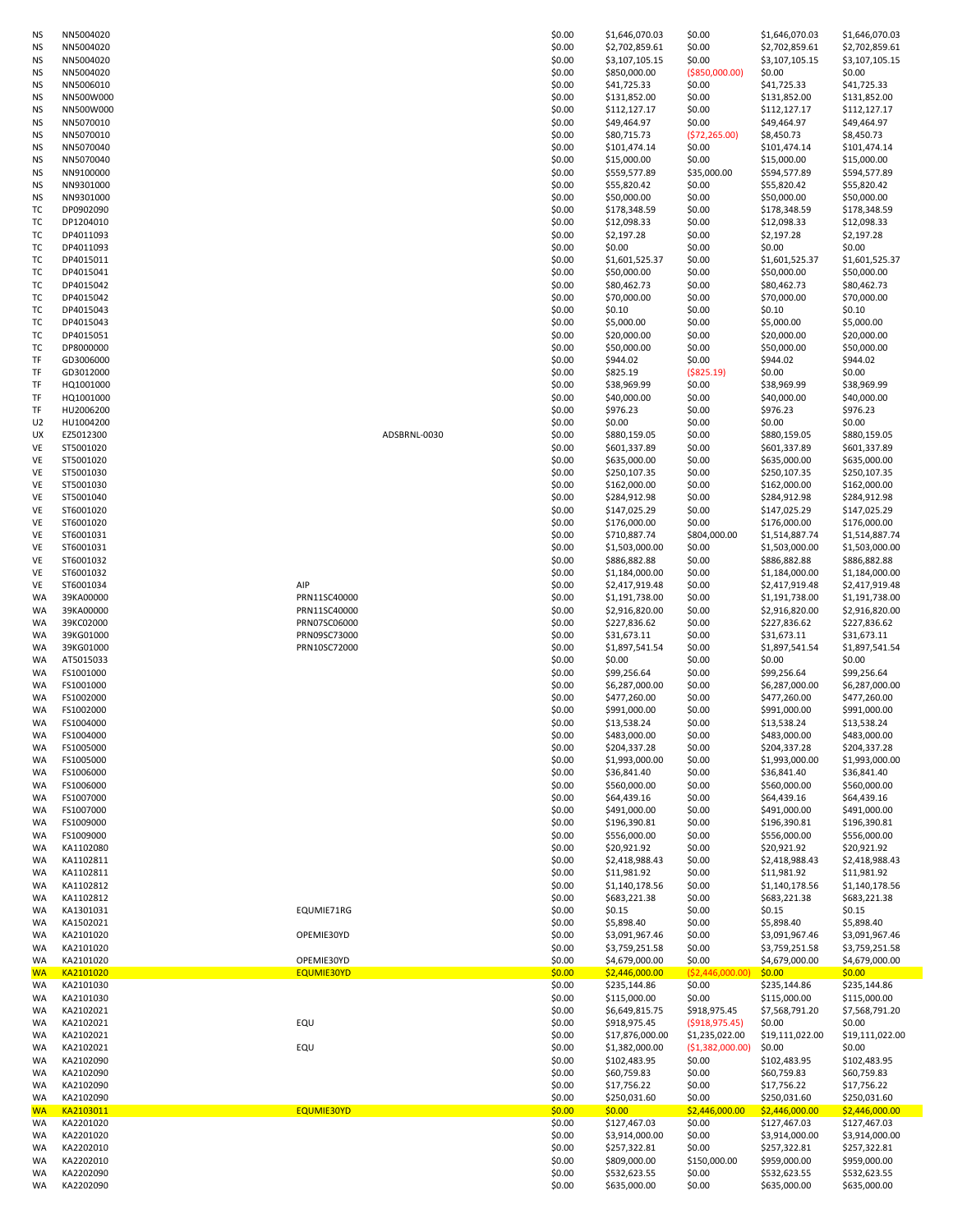| | | | | | | | | |
|---|---|---|---|---|---|---|---|---|
| NS | NN5004020 | | | $0.00 | $1,646,070.03 | $0.00 | $1,646,070.03 | $1,646,070.03 |
| NS | NN5004020 | | | $0.00 | $2,702,859.61 | $0.00 | $2,702,859.61 | $2,702,859.61 |
| NS | NN5004020 | | | $0.00 | $3,107,105.15 | $0.00 | $3,107,105.15 | $3,107,105.15 |
| NS | NN5004020 | | | $0.00 | $850,000.00 | ($850,000.00) | $0.00 | $0.00 |
| NS | NN5006010 | | | $0.00 | $41,725.33 | $0.00 | $41,725.33 | $41,725.33 |
| NS | NN500W000 | | | $0.00 | $131,852.00 | $0.00 | $131,852.00 | $131,852.00 |
| NS | NN500W000 | | | $0.00 | $112,127.17 | $0.00 | $112,127.17 | $112,127.17 |
| NS | NN5070010 | | | $0.00 | $49,464.97 | $0.00 | $49,464.97 | $49,464.97 |
| NS | NN5070010 | | | $0.00 | $80,715.73 | ($72,265.00) | $8,450.73 | $8,450.73 |
| NS | NN5070040 | | | $0.00 | $101,474.14 | $0.00 | $101,474.14 | $101,474.14 |
| NS | NN5070040 | | | $0.00 | $15,000.00 | $0.00 | $15,000.00 | $15,000.00 |
| NS | NN9100000 | | | $0.00 | $559,577.89 | $35,000.00 | $594,577.89 | $594,577.89 |
| NS | NN9301000 | | | $0.00 | $55,820.42 | $0.00 | $55,820.42 | $55,820.42 |
| NS | NN9301000 | | | $0.00 | $50,000.00 | $0.00 | $50,000.00 | $50,000.00 |
| TC | DP0902090 | | | $0.00 | $178,348.59 | $0.00 | $178,348.59 | $178,348.59 |
| TC | DP1204010 | | | $0.00 | $12,098.33 | $0.00 | $12,098.33 | $12,098.33 |
| TC | DP4011093 | | | $0.00 | $2,197.28 | $0.00 | $2,197.28 | $2,197.28 |
| TC | DP4011093 | | | $0.00 | $0.00 | $0.00 | $0.00 | $0.00 |
| TC | DP4015011 | | | $0.00 | $1,601,525.37 | $0.00 | $1,601,525.37 | $1,601,525.37 |
| TC | DP4015041 | | | $0.00 | $50,000.00 | $0.00 | $50,000.00 | $50,000.00 |
| TC | DP4015042 | | | $0.00 | $80,462.73 | $0.00 | $80,462.73 | $80,462.73 |
| TC | DP4015042 | | | $0.00 | $70,000.00 | $0.00 | $70,000.00 | $70,000.00 |
| TC | DP4015043 | | | $0.00 | $0.10 | $0.00 | $0.10 | $0.10 |
| TC | DP4015043 | | | $0.00 | $5,000.00 | $0.00 | $5,000.00 | $5,000.00 |
| TC | DP4015051 | | | $0.00 | $20,000.00 | $0.00 | $20,000.00 | $20,000.00 |
| TC | DP8000000 | | | $0.00 | $50,000.00 | $0.00 | $50,000.00 | $50,000.00 |
| TF | GD3006000 | | | $0.00 | $944.02 | $0.00 | $944.02 | $944.02 |
| TF | GD3012000 | | | $0.00 | $825.19 | ($825.19) | $0.00 | $0.00 |
| TF | HQ1001000 | | | $0.00 | $38,969.99 | $0.00 | $38,969.99 | $38,969.99 |
| TF | HQ1001000 | | | $0.00 | $40,000.00 | $0.00 | $40,000.00 | $40,000.00 |
| TF | HU2006200 | | | $0.00 | $976.23 | $0.00 | $976.23 | $976.23 |
| U2 | HU1004200 | | | $0.00 | $0.00 | $0.00 | $0.00 | $0.00 |
| UX | EZ5012300 | | ADSBRNL-0030 | $0.00 | $880,159.05 | $0.00 | $880,159.05 | $880,159.05 |
| VE | ST5001020 | | | $0.00 | $601,337.89 | $0.00 | $601,337.89 | $601,337.89 |
| VE | ST5001020 | | | $0.00 | $635,000.00 | $0.00 | $635,000.00 | $635,000.00 |
| VE | ST5001030 | | | $0.00 | $250,107.35 | $0.00 | $250,107.35 | $250,107.35 |
| VE | ST5001030 | | | $0.00 | $162,000.00 | $0.00 | $162,000.00 | $162,000.00 |
| VE | ST5001040 | | | $0.00 | $284,912.98 | $0.00 | $284,912.98 | $284,912.98 |
| VE | ST6001020 | | | $0.00 | $147,025.29 | $0.00 | $147,025.29 | $147,025.29 |
| VE | ST6001020 | | | $0.00 | $176,000.00 | $0.00 | $176,000.00 | $176,000.00 |
| VE | ST6001031 | | | $0.00 | $710,887.74 | $804,000.00 | $1,514,887.74 | $1,514,887.74 |
| VE | ST6001031 | | | $0.00 | $1,503,000.00 | $0.00 | $1,503,000.00 | $1,503,000.00 |
| VE | ST6001032 | | | $0.00 | $886,882.88 | $0.00 | $886,882.88 | $886,882.88 |
| VE | ST6001032 | | | $0.00 | $1,184,000.00 | $0.00 | $1,184,000.00 | $1,184,000.00 |
| VE | ST6001034 | AIP | | $0.00 | $2,417,919.48 | $0.00 | $2,417,919.48 | $2,417,919.48 |
| WA | 39KA00000 | PRN11SC40000 | | $0.00 | $1,191,738.00 | $0.00 | $1,191,738.00 | $1,191,738.00 |
| WA | 39KA00000 | PRN11SC40000 | | $0.00 | $2,916,820.00 | $0.00 | $2,916,820.00 | $2,916,820.00 |
| WA | 39KC02000 | PRN07SC06000 | | $0.00 | $227,836.62 | $0.00 | $227,836.62 | $227,836.62 |
| WA | 39KG01000 | PRN09SC73000 | | $0.00 | $31,673.11 | $0.00 | $31,673.11 | $31,673.11 |
| WA | 39KG01000 | PRN10SC72000 | | $0.00 | $1,897,541.54 | $0.00 | $1,897,541.54 | $1,897,541.54 |
| WA | AT5015033 | | | $0.00 | $0.00 | $0.00 | $0.00 | $0.00 |
| WA | FS1001000 | | | $0.00 | $99,256.64 | $0.00 | $99,256.64 | $99,256.64 |
| WA | FS1001000 | | | $0.00 | $6,287,000.00 | $0.00 | $6,287,000.00 | $6,287,000.00 |
| WA | FS1002000 | | | $0.00 | $477,260.00 | $0.00 | $477,260.00 | $477,260.00 |
| WA | FS1002000 | | | $0.00 | $991,000.00 | $0.00 | $991,000.00 | $991,000.00 |
| WA | FS1004000 | | | $0.00 | $13,538.24 | $0.00 | $13,538.24 | $13,538.24 |
| WA | FS1004000 | | | $0.00 | $483,000.00 | $0.00 | $483,000.00 | $483,000.00 |
| WA | FS1005000 | | | $0.00 | $204,337.28 | $0.00 | $204,337.28 | $204,337.28 |
| WA | FS1005000 | | | $0.00 | $1,993,000.00 | $0.00 | $1,993,000.00 | $1,993,000.00 |
| WA | FS1006000 | | | $0.00 | $36,841.40 | $0.00 | $36,841.40 | $36,841.40 |
| WA | FS1006000 | | | $0.00 | $560,000.00 | $0.00 | $560,000.00 | $560,000.00 |
| WA | FS1007000 | | | $0.00 | $64,439.16 | $0.00 | $64,439.16 | $64,439.16 |
| WA | FS1007000 | | | $0.00 | $491,000.00 | $0.00 | $491,000.00 | $491,000.00 |
| WA | FS1009000 | | | $0.00 | $196,390.81 | $0.00 | $196,390.81 | $196,390.81 |
| WA | FS1009000 | | | $0.00 | $556,000.00 | $0.00 | $556,000.00 | $556,000.00 |
| WA | KA1102080 | | | $0.00 | $20,921.92 | $0.00 | $20,921.92 | $20,921.92 |
| WA | KA1102811 | | | $0.00 | $2,418,988.43 | $0.00 | $2,418,988.43 | $2,418,988.43 |
| WA | KA1102811 | | | $0.00 | $11,981.92 | $0.00 | $11,981.92 | $11,981.92 |
| WA | KA1102812 | | | $0.00 | $1,140,178.56 | $0.00 | $1,140,178.56 | $1,140,178.56 |
| WA | KA1102812 | | | $0.00 | $683,221.38 | $0.00 | $683,221.38 | $683,221.38 |
| WA | KA1301031 | EQUMIE71RG | | $0.00 | $0.15 | $0.00 | $0.15 | $0.15 |
| WA | KA1502021 | | | $0.00 | $5,898.40 | $0.00 | $5,898.40 | $5,898.40 |
| WA | KA2101020 | OPEMIE30YD | | $0.00 | $3,091,967.46 | $0.00 | $3,091,967.46 | $3,091,967.46 |
| WA | KA2101020 | | | $0.00 | $3,759,251.58 | $0.00 | $3,759,251.58 | $3,759,251.58 |
| WA | KA2101020 | OPEMIE30YD | | $0.00 | $4,679,000.00 | $0.00 | $4,679,000.00 | $4,679,000.00 |
| WA | KA2101020 | EQUMIE30YD | | $0.00 | $2,446,000.00 | ($2,446,000.00) | $0.00 | $0.00 |
| WA | KA2101030 | | | $0.00 | $235,144.86 | $0.00 | $235,144.86 | $235,144.86 |
| WA | KA2101030 | | | $0.00 | $115,000.00 | $0.00 | $115,000.00 | $115,000.00 |
| WA | KA2102021 | | | $0.00 | $6,649,815.75 | $918,975.45 | $7,568,791.20 | $7,568,791.20 |
| WA | KA2102021 | EQU | | $0.00 | $918,975.45 | ($918,975.45) | $0.00 | $0.00 |
| WA | KA2102021 | | | $0.00 | $17,876,000.00 | $1,235,022.00 | $19,111,022.00 | $19,111,022.00 |
| WA | KA2102021 | EQU | | $0.00 | $1,382,000.00 | ($1,382,000.00) | $0.00 | $0.00 |
| WA | KA2102090 | | | $0.00 | $102,483.95 | $0.00 | $102,483.95 | $102,483.95 |
| WA | KA2102090 | | | $0.00 | $60,759.83 | $0.00 | $60,759.83 | $60,759.83 |
| WA | KA2102090 | | | $0.00 | $17,756.22 | $0.00 | $17,756.22 | $17,756.22 |
| WA | KA2102090 | | | $0.00 | $250,031.60 | $0.00 | $250,031.60 | $250,031.60 |
| WA | KA2103011 | EQUMIE30YD | | $0.00 | $0.00 | $2,446,000.00 | $2,446,000.00 | $2,446,000.00 |
| WA | KA2201020 | | | $0.00 | $127,467.03 | $0.00 | $127,467.03 | $127,467.03 |
| WA | KA2201020 | | | $0.00 | $3,914,000.00 | $0.00 | $3,914,000.00 | $3,914,000.00 |
| WA | KA2202010 | | | $0.00 | $257,322.81 | $0.00 | $257,322.81 | $257,322.81 |
| WA | KA2202010 | | | $0.00 | $809,000.00 | $150,000.00 | $959,000.00 | $959,000.00 |
| WA | KA2202090 | | | $0.00 | $532,623.55 | $0.00 | $532,623.55 | $532,623.55 |
| WA | KA2202090 | | | $0.00 | $635,000.00 | $0.00 | $635,000.00 | $635,000.00 |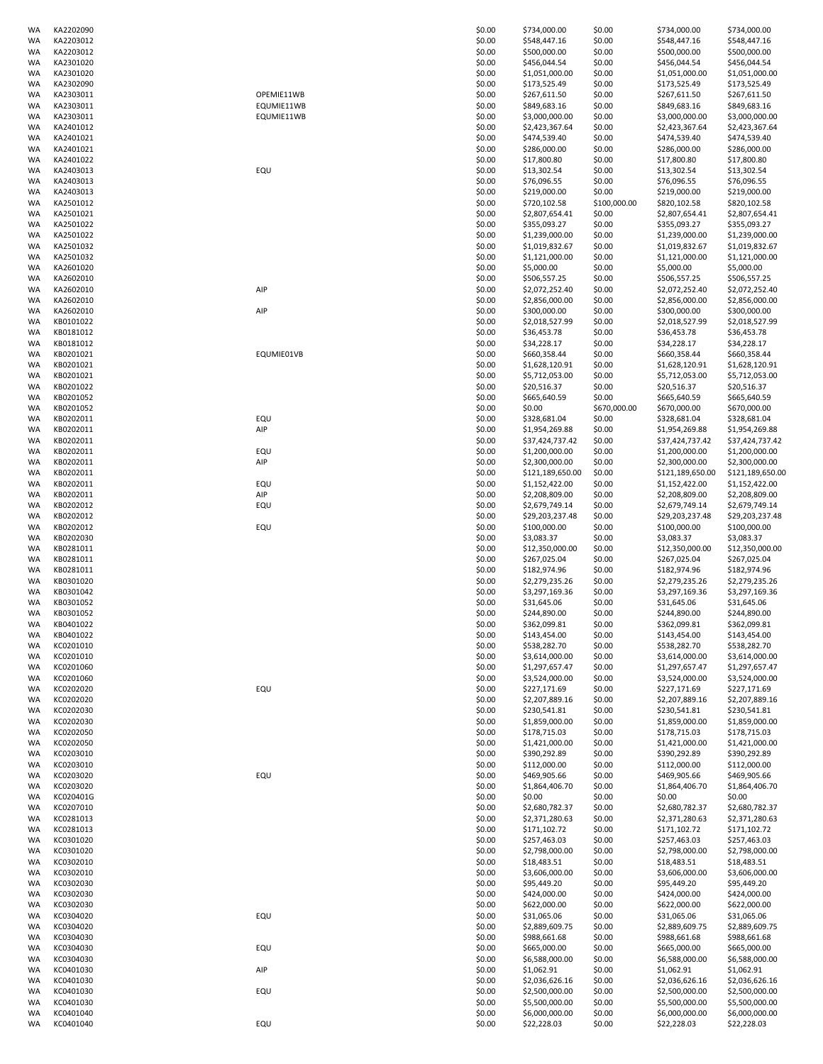| | | | | | | | |
|---|---|---|---|---|---|---|---|
| WA | KA2202090 | | $0.00 | $734,000.00 | $0.00 | $734,000.00 | $734,000.00 |
| WA | KA2203012 | | $0.00 | $548,447.16 | $0.00 | $548,447.16 | $548,447.16 |
| WA | KA2203012 | | $0.00 | $500,000.00 | $0.00 | $500,000.00 | $500,000.00 |
| WA | KA2301020 | | $0.00 | $456,044.54 | $0.00 | $456,044.54 | $456,044.54 |
| WA | KA2301020 | | $0.00 | $1,051,000.00 | $0.00 | $1,051,000.00 | $1,051,000.00 |
| WA | KA2302090 | | $0.00 | $173,525.49 | $0.00 | $173,525.49 | $173,525.49 |
| WA | KA2303011 | OPEMIE11WB | $0.00 | $267,611.50 | $0.00 | $267,611.50 | $267,611.50 |
| WA | KA2303011 | EQUMIE11WB | $0.00 | $849,683.16 | $0.00 | $849,683.16 | $849,683.16 |
| WA | KA2303011 | EQUMIE11WB | $0.00 | $3,000,000.00 | $0.00 | $3,000,000.00 | $3,000,000.00 |
| WA | KA2401012 | | $0.00 | $2,423,367.64 | $0.00 | $2,423,367.64 | $2,423,367.64 |
| WA | KA2401021 | | $0.00 | $474,539.40 | $0.00 | $474,539.40 | $474,539.40 |
| WA | KA2401021 | | $0.00 | $286,000.00 | $0.00 | $286,000.00 | $286,000.00 |
| WA | KA2401022 | | $0.00 | $17,800.80 | $0.00 | $17,800.80 | $17,800.80 |
| WA | KA2403013 | EQU | $0.00 | $13,302.54 | $0.00 | $13,302.54 | $13,302.54 |
| WA | KA2403013 | | $0.00 | $76,096.55 | $0.00 | $76,096.55 | $76,096.55 |
| WA | KA2403013 | | $0.00 | $219,000.00 | $0.00 | $219,000.00 | $219,000.00 |
| WA | KA2501012 | | $0.00 | $720,102.58 | $100,000.00 | $820,102.58 | $820,102.58 |
| WA | KA2501021 | | $0.00 | $2,807,654.41 | $0.00 | $2,807,654.41 | $2,807,654.41 |
| WA | KA2501022 | | $0.00 | $355,093.27 | $0.00 | $355,093.27 | $355,093.27 |
| WA | KA2501022 | | $0.00 | $1,239,000.00 | $0.00 | $1,239,000.00 | $1,239,000.00 |
| WA | KA2501032 | | $0.00 | $1,019,832.67 | $0.00 | $1,019,832.67 | $1,019,832.67 |
| WA | KA2501032 | | $0.00 | $1,121,000.00 | $0.00 | $1,121,000.00 | $1,121,000.00 |
| WA | KA2601020 | | $0.00 | $5,000.00 | $0.00 | $5,000.00 | $5,000.00 |
| WA | KA2602010 | | $0.00 | $506,557.25 | $0.00 | $506,557.25 | $506,557.25 |
| WA | KA2602010 | AIP | $0.00 | $2,072,252.40 | $0.00 | $2,072,252.40 | $2,072,252.40 |
| WA | KA2602010 | | $0.00 | $2,856,000.00 | $0.00 | $2,856,000.00 | $2,856,000.00 |
| WA | KA2602010 | AIP | $0.00 | $300,000.00 | $0.00 | $300,000.00 | $300,000.00 |
| WA | KB0101022 | | $0.00 | $2,018,527.99 | $0.00 | $2,018,527.99 | $2,018,527.99 |
| WA | KB0181012 | | $0.00 | $36,453.78 | $0.00 | $36,453.78 | $36,453.78 |
| WA | KB0181012 | | $0.00 | $34,228.17 | $0.00 | $34,228.17 | $34,228.17 |
| WA | KB0201021 | EQUMIE01VB | $0.00 | $660,358.44 | $0.00 | $660,358.44 | $660,358.44 |
| WA | KB0201021 | | $0.00 | $1,628,120.91 | $0.00 | $1,628,120.91 | $1,628,120.91 |
| WA | KB0201021 | | $0.00 | $5,712,053.00 | $0.00 | $5,712,053.00 | $5,712,053.00 |
| WA | KB0201022 | | $0.00 | $20,516.37 | $0.00 | $20,516.37 | $20,516.37 |
| WA | KB0201052 | | $0.00 | $665,640.59 | $0.00 | $665,640.59 | $665,640.59 |
| WA | KB0201052 | | $0.00 | $0.00 | $670,000.00 | $670,000.00 | $670,000.00 |
| WA | KB0202011 | EQU | $0.00 | $328,681.04 | $0.00 | $328,681.04 | $328,681.04 |
| WA | KB0202011 | AIP | $0.00 | $1,954,269.88 | $0.00 | $1,954,269.88 | $1,954,269.88 |
| WA | KB0202011 | | $0.00 | $37,424,737.42 | $0.00 | $37,424,737.42 | $37,424,737.42 |
| WA | KB0202011 | EQU | $0.00 | $1,200,000.00 | $0.00 | $1,200,000.00 | $1,200,000.00 |
| WA | KB0202011 | AIP | $0.00 | $2,300,000.00 | $0.00 | $2,300,000.00 | $2,300,000.00 |
| WA | KB0202011 | | $0.00 | $121,189,650.00 | $0.00 | $121,189,650.00 | $121,189,650.00 |
| WA | KB0202011 | EQU | $0.00 | $1,152,422.00 | $0.00 | $1,152,422.00 | $1,152,422.00 |
| WA | KB0202011 | AIP | $0.00 | $2,208,809.00 | $0.00 | $2,208,809.00 | $2,208,809.00 |
| WA | KB0202012 | EQU | $0.00 | $2,679,749.14 | $0.00 | $2,679,749.14 | $2,679,749.14 |
| WA | KB0202012 | | $0.00 | $29,203,237.48 | $0.00 | $29,203,237.48 | $29,203,237.48 |
| WA | KB0202012 | EQU | $0.00 | $100,000.00 | $0.00 | $100,000.00 | $100,000.00 |
| WA | KB0202030 | | $0.00 | $3,083.37 | $0.00 | $3,083.37 | $3,083.37 |
| WA | KB0281011 | | $0.00 | $12,350,000.00 | $0.00 | $12,350,000.00 | $12,350,000.00 |
| WA | KB0281011 | | $0.00 | $267,025.04 | $0.00 | $267,025.04 | $267,025.04 |
| WA | KB0281011 | | $0.00 | $182,974.96 | $0.00 | $182,974.96 | $182,974.96 |
| WA | KB0301020 | | $0.00 | $2,279,235.26 | $0.00 | $2,279,235.26 | $2,279,235.26 |
| WA | KB0301042 | | $0.00 | $3,297,169.36 | $0.00 | $3,297,169.36 | $3,297,169.36 |
| WA | KB0301052 | | $0.00 | $31,645.06 | $0.00 | $31,645.06 | $31,645.06 |
| WA | KB0301052 | | $0.00 | $244,890.00 | $0.00 | $244,890.00 | $244,890.00 |
| WA | KB0401022 | | $0.00 | $362,099.81 | $0.00 | $362,099.81 | $362,099.81 |
| WA | KB0401022 | | $0.00 | $143,454.00 | $0.00 | $143,454.00 | $143,454.00 |
| WA | KC0201010 | | $0.00 | $538,282.70 | $0.00 | $538,282.70 | $538,282.70 |
| WA | KC0201010 | | $0.00 | $3,614,000.00 | $0.00 | $3,614,000.00 | $3,614,000.00 |
| WA | KC0201060 | | $0.00 | $1,297,657.47 | $0.00 | $1,297,657.47 | $1,297,657.47 |
| WA | KC0201060 | | $0.00 | $3,524,000.00 | $0.00 | $3,524,000.00 | $3,524,000.00 |
| WA | KC0202020 | EQU | $0.00 | $227,171.69 | $0.00 | $227,171.69 | $227,171.69 |
| WA | KC0202020 | | $0.00 | $2,207,889.16 | $0.00 | $2,207,889.16 | $2,207,889.16 |
| WA | KC0202030 | | $0.00 | $230,541.81 | $0.00 | $230,541.81 | $230,541.81 |
| WA | KC0202030 | | $0.00 | $1,859,000.00 | $0.00 | $1,859,000.00 | $1,859,000.00 |
| WA | KC0202050 | | $0.00 | $178,715.03 | $0.00 | $178,715.03 | $178,715.03 |
| WA | KC0202050 | | $0.00 | $1,421,000.00 | $0.00 | $1,421,000.00 | $1,421,000.00 |
| WA | KC0203010 | | $0.00 | $390,292.89 | $0.00 | $390,292.89 | $390,292.89 |
| WA | KC0203010 | | $0.00 | $112,000.00 | $0.00 | $112,000.00 | $112,000.00 |
| WA | KC0203020 | EQU | $0.00 | $469,905.66 | $0.00 | $469,905.66 | $469,905.66 |
| WA | KC0203020 | | $0.00 | $1,864,406.70 | $0.00 | $1,864,406.70 | $1,864,406.70 |
| WA | KC020401G | | $0.00 | $0.00 | $0.00 | $0.00 | $0.00 |
| WA | KC0207010 | | $0.00 | $2,680,782.37 | $0.00 | $2,680,782.37 | $2,680,782.37 |
| WA | KC0281013 | | $0.00 | $2,371,280.63 | $0.00 | $2,371,280.63 | $2,371,280.63 |
| WA | KC0281013 | | $0.00 | $171,102.72 | $0.00 | $171,102.72 | $171,102.72 |
| WA | KC0301020 | | $0.00 | $257,463.03 | $0.00 | $257,463.03 | $257,463.03 |
| WA | KC0301020 | | $0.00 | $2,798,000.00 | $0.00 | $2,798,000.00 | $2,798,000.00 |
| WA | KC0302010 | | $0.00 | $18,483.51 | $0.00 | $18,483.51 | $18,483.51 |
| WA | KC0302010 | | $0.00 | $3,606,000.00 | $0.00 | $3,606,000.00 | $3,606,000.00 |
| WA | KC0302030 | | $0.00 | $95,449.20 | $0.00 | $95,449.20 | $95,449.20 |
| WA | KC0302030 | | $0.00 | $424,000.00 | $0.00 | $424,000.00 | $424,000.00 |
| WA | KC0302030 | | $0.00 | $622,000.00 | $0.00 | $622,000.00 | $622,000.00 |
| WA | KC0304020 | EQU | $0.00 | $31,065.06 | $0.00 | $31,065.06 | $31,065.06 |
| WA | KC0304020 | | $0.00 | $2,889,609.75 | $0.00 | $2,889,609.75 | $2,889,609.75 |
| WA | KC0304030 | | $0.00 | $988,661.68 | $0.00 | $988,661.68 | $988,661.68 |
| WA | KC0304030 | EQU | $0.00 | $665,000.00 | $0.00 | $665,000.00 | $665,000.00 |
| WA | KC0304030 | | $0.00 | $6,588,000.00 | $0.00 | $6,588,000.00 | $6,588,000.00 |
| WA | KC0401030 | AIP | $0.00 | $1,062.91 | $0.00 | $1,062.91 | $1,062.91 |
| WA | KC0401030 | | $0.00 | $2,036,626.16 | $0.00 | $2,036,626.16 | $2,036,626.16 |
| WA | KC0401030 | EQU | $0.00 | $2,500,000.00 | $0.00 | $2,500,000.00 | $2,500,000.00 |
| WA | KC0401030 | | $0.00 | $5,500,000.00 | $0.00 | $5,500,000.00 | $5,500,000.00 |
| WA | KC0401040 | | $0.00 | $6,000,000.00 | $0.00 | $6,000,000.00 | $6,000,000.00 |
| WA | KC0401040 | EQU | $0.00 | $22,228.03 | $0.00 | $22,228.03 | $22,228.03 |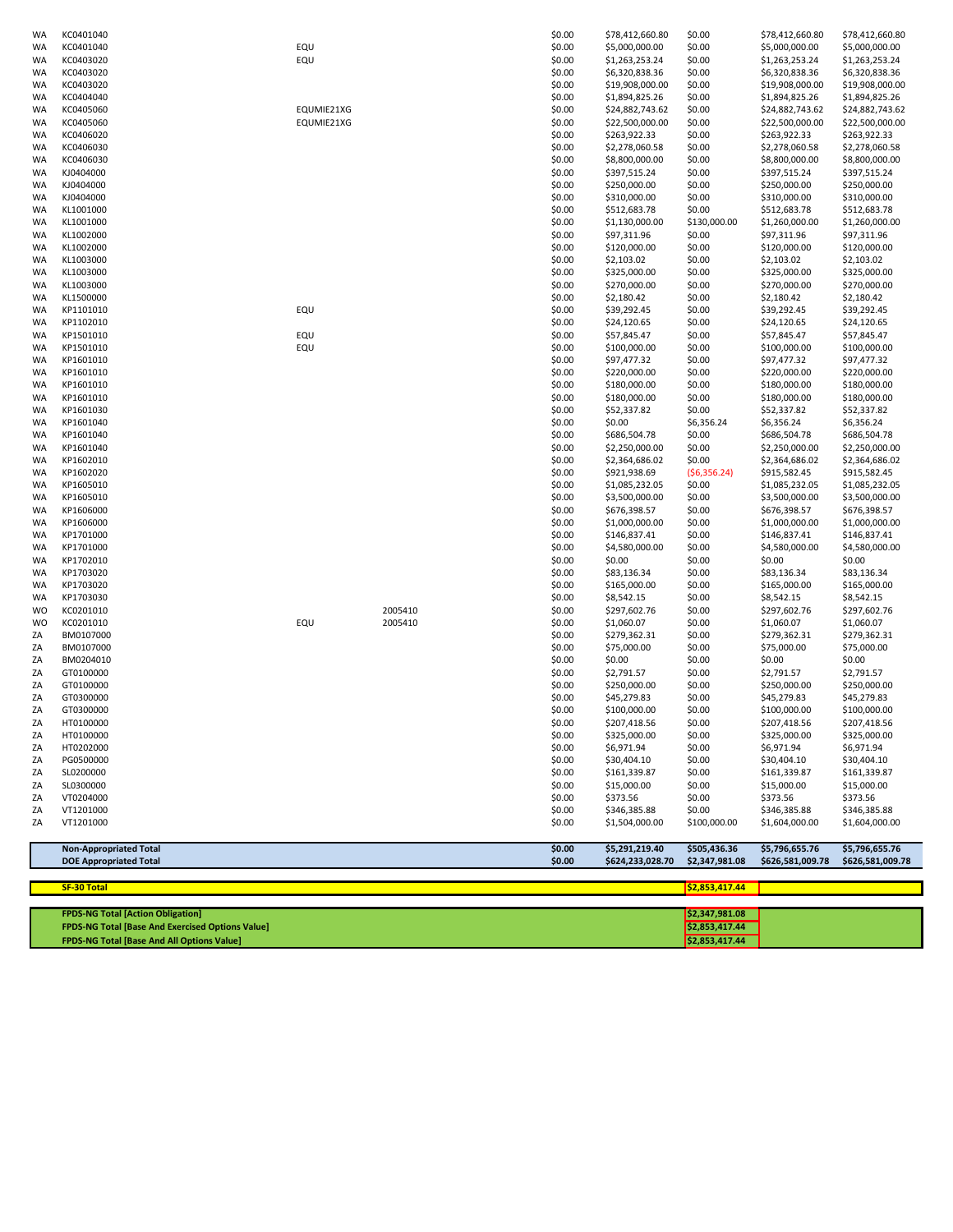| | | | | | | | | |
|---|---|---|---|---|---|---|---|---|
| WA | KC0401040 | | | $0.00 | $78,412,660.80 | $0.00 | $78,412,660.80 | $78,412,660.80 |
| WA | KC0401040 | EQU | | $0.00 | $5,000,000.00 | $0.00 | $5,000,000.00 | $5,000,000.00 |
| WA | KC0403020 | EQU | | $0.00 | $1,263,253.24 | $0.00 | $1,263,253.24 | $1,263,253.24 |
| WA | KC0403020 | | | $0.00 | $6,320,838.36 | $0.00 | $6,320,838.36 | $6,320,838.36 |
| WA | KC0403020 | | | $0.00 | $19,908,000.00 | $0.00 | $19,908,000.00 | $19,908,000.00 |
| WA | KC0404040 | | | $0.00 | $1,894,825.26 | $0.00 | $1,894,825.26 | $1,894,825.26 |
| WA | KC0405060 | EQUMIE21XG | | $0.00 | $24,882,743.62 | $0.00 | $24,882,743.62 | $24,882,743.62 |
| WA | KC0405060 | EQUMIE21XG | | $0.00 | $22,500,000.00 | $0.00 | $22,500,000.00 | $22,500,000.00 |
| WA | KC0406020 | | | $0.00 | $263,922.33 | $0.00 | $263,922.33 | $263,922.33 |
| WA | KC0406030 | | | $0.00 | $2,278,060.58 | $0.00 | $2,278,060.58 | $2,278,060.58 |
| WA | KC0406030 | | | $0.00 | $8,800,000.00 | $0.00 | $8,800,000.00 | $8,800,000.00 |
| WA | KJ0404000 | | | $0.00 | $397,515.24 | $0.00 | $397,515.24 | $397,515.24 |
| WA | KJ0404000 | | | $0.00 | $250,000.00 | $0.00 | $250,000.00 | $250,000.00 |
| WA | KJ0404000 | | | $0.00 | $310,000.00 | $0.00 | $310,000.00 | $310,000.00 |
| WA | KL1001000 | | | $0.00 | $512,683.78 | $0.00 | $512,683.78 | $512,683.78 |
| WA | KL1001000 | | | $0.00 | $1,130,000.00 | $130,000.00 | $1,260,000.00 | $1,260,000.00 |
| WA | KL1002000 | | | $0.00 | $97,311.96 | $0.00 | $97,311.96 | $97,311.96 |
| WA | KL1002000 | | | $0.00 | $120,000.00 | $0.00 | $120,000.00 | $120,000.00 |
| WA | KL1003000 | | | $0.00 | $2,103.02 | $0.00 | $2,103.02 | $2,103.02 |
| WA | KL1003000 | | | $0.00 | $325,000.00 | $0.00 | $325,000.00 | $325,000.00 |
| WA | KL1003000 | | | $0.00 | $270,000.00 | $0.00 | $270,000.00 | $270,000.00 |
| WA | KL1500000 | | | $0.00 | $2,180.42 | $0.00 | $2,180.42 | $2,180.42 |
| WA | KP1101010 | EQU | | $0.00 | $39,292.45 | $0.00 | $39,292.45 | $39,292.45 |
| WA | KP1102010 | | | $0.00 | $24,120.65 | $0.00 | $24,120.65 | $24,120.65 |
| WA | KP1501010 | EQU | | $0.00 | $57,845.47 | $0.00 | $57,845.47 | $57,845.47 |
| WA | KP1501010 | EQU | | $0.00 | $100,000.00 | $0.00 | $100,000.00 | $100,000.00 |
| WA | KP1601010 | | | $0.00 | $97,477.32 | $0.00 | $97,477.32 | $97,477.32 |
| WA | KP1601010 | | | $0.00 | $220,000.00 | $0.00 | $220,000.00 | $220,000.00 |
| WA | KP1601010 | | | $0.00 | $180,000.00 | $0.00 | $180,000.00 | $180,000.00 |
| WA | KP1601010 | | | $0.00 | $180,000.00 | $0.00 | $180,000.00 | $180,000.00 |
| WA | KP1601030 | | | $0.00 | $52,337.82 | $0.00 | $52,337.82 | $52,337.82 |
| WA | KP1601040 | | | $0.00 | $0.00 | $6,356.24 | $6,356.24 | $6,356.24 |
| WA | KP1601040 | | | $0.00 | $686,504.78 | $0.00 | $686,504.78 | $686,504.78 |
| WA | KP1601040 | | | $0.00 | $2,250,000.00 | $0.00 | $2,250,000.00 | $2,250,000.00 |
| WA | KP1602010 | | | $0.00 | $2,364,686.02 | $0.00 | $2,364,686.02 | $2,364,686.02 |
| WA | KP1602020 | | | $0.00 | $921,938.69 | ($6,356.24) | $915,582.45 | $915,582.45 |
| WA | KP1605010 | | | $0.00 | $1,085,232.05 | $0.00 | $1,085,232.05 | $1,085,232.05 |
| WA | KP1605010 | | | $0.00 | $3,500,000.00 | $0.00 | $3,500,000.00 | $3,500,000.00 |
| WA | KP1606000 | | | $0.00 | $676,398.57 | $0.00 | $676,398.57 | $676,398.57 |
| WA | KP1606000 | | | $0.00 | $1,000,000.00 | $0.00 | $1,000,000.00 | $1,000,000.00 |
| WA | KP1701000 | | | $0.00 | $146,837.41 | $0.00 | $146,837.41 | $146,837.41 |
| WA | KP1701000 | | | $0.00 | $4,580,000.00 | $0.00 | $4,580,000.00 | $4,580,000.00 |
| WA | KP1702010 | | | $0.00 | $0.00 | $0.00 | $0.00 | $0.00 |
| WA | KP1703020 | | | $0.00 | $83,136.34 | $0.00 | $83,136.34 | $83,136.34 |
| WA | KP1703020 | | | $0.00 | $165,000.00 | $0.00 | $165,000.00 | $165,000.00 |
| WA | KP1703030 | | | $0.00 | $8,542.15 | $0.00 | $8,542.15 | $8,542.15 |
| WO | KC0201010 | | 2005410 | $0.00 | $297,602.76 | $0.00 | $297,602.76 | $297,602.76 |
| WO | KC0201010 | EQU | 2005410 | $0.00 | $1,060.07 | $0.00 | $1,060.07 | $1,060.07 |
| ZA | BM0107000 | | | $0.00 | $279,362.31 | $0.00 | $279,362.31 | $279,362.31 |
| ZA | BM0107000 | | | $0.00 | $75,000.00 | $0.00 | $75,000.00 | $75,000.00 |
| ZA | BM0204010 | | | $0.00 | $0.00 | $0.00 | $0.00 | $0.00 |
| ZA | GT0100000 | | | $0.00 | $2,791.57 | $0.00 | $2,791.57 | $2,791.57 |
| ZA | GT0100000 | | | $0.00 | $250,000.00 | $0.00 | $250,000.00 | $250,000.00 |
| ZA | GT0300000 | | | $0.00 | $45,279.83 | $0.00 | $45,279.83 | $45,279.83 |
| ZA | GT0300000 | | | $0.00 | $100,000.00 | $0.00 | $100,000.00 | $100,000.00 |
| ZA | HT0100000 | | | $0.00 | $207,418.56 | $0.00 | $207,418.56 | $207,418.56 |
| ZA | HT0100000 | | | $0.00 | $325,000.00 | $0.00 | $325,000.00 | $325,000.00 |
| ZA | HT0202000 | | | $0.00 | $6,971.94 | $0.00 | $6,971.94 | $6,971.94 |
| ZA | PG0500000 | | | $0.00 | $30,404.10 | $0.00 | $30,404.10 | $30,404.10 |
| ZA | SL0200000 | | | $0.00 | $161,339.87 | $0.00 | $161,339.87 | $161,339.87 |
| ZA | SL0300000 | | | $0.00 | $15,000.00 | $0.00 | $15,000.00 | $15,000.00 |
| ZA | VT0204000 | | | $0.00 | $373.56 | $0.00 | $373.56 | $373.56 |
| ZA | VT1201000 | | | $0.00 | $346,385.88 | $0.00 | $346,385.88 | $346,385.88 |
| ZA | VT1201000 | | | $0.00 | $1,504,000.00 | $100,000.00 | $1,604,000.00 | $1,604,000.00 |
| | **Non-Appropriated Total** | | | **$0.00** | **$5,291,219.40** | **$505,436.36** | **$5,796,655.76** | **$5,796,655.76** |
| | **DOE Appropriated Total** | | | **$0.00** | **$624,233,028.70** | **$2,347,981.08** | **$626,581,009.78** | **$626,581,009.78** |

| | |
|---|---|
| **SF-30 Total** | **$2,853,417.44** |
| **FPDS-NG Total [Action Obligation]** | **$2,347,981.08** |
| **FPDS-NG Total [Base And Exercised Options Value]** | **$2,853,417.44** |
| **FPDS-NG Total [Base And All Options Value]** | **$2,853,417.44** |